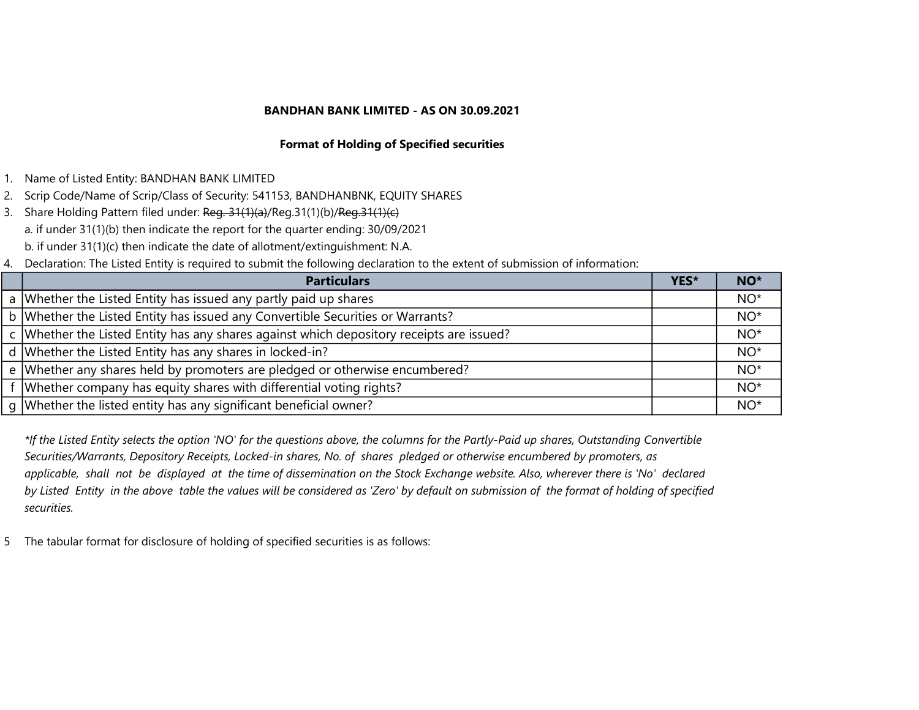**BANDHAN BANK LIMITED - AS ON 30.09.2021**

**Format of Holding of Specified securities**

1. Name of Listed Entity: BANDHAN BANK LIMITED
2. Scrip Code/Name of Scrip/Class of Security: 541153, BANDHANBNK, EQUITY SHARES
3. Share Holding Pattern filed under: ~~Reg. 31(1)(a)~~/Reg.31(1)(b)/~~Reg.31(1)(c)~~
   a. if under 31(1)(b) then indicate the report for the quarter ending: 30/09/2021
   b. if under 31(1)(c) then indicate the date of allotment/extinguishment: N.A.
4. Declaration: The Listed Entity is required to submit the following declaration to the extent of submission of information:

| | Particulars | YES* | NO* |
|---|---|---|---|
| a | Whether the Listed Entity has issued any partly paid up shares | | NO* |
| b | Whether the Listed Entity has issued any Convertible Securities or Warrants? | | NO* |
| c | Whether the Listed Entity has any shares against which depository receipts are issued? | | NO* |
| d | Whether the Listed Entity has any shares in locked-in? | | NO* |
| e | Whether any shares held by promoters are pledged or otherwise encumbered? | | NO* |
| f | Whether company has equity shares with differential voting rights? | | NO* |
| g | Whether the listed entity has any significant beneficial owner? | | NO* |

*\*If the Listed Entity selects the option 'NO' for the questions above, the columns for the Partly-Paid up shares, Outstanding Convertible Securities/Warrants, Depository Receipts, Locked-in shares, No. of shares pledged or otherwise encumbered by promoters, as applicable, shall not be displayed at the time of dissemination on the Stock Exchange website. Also, wherever there is 'No' declared by Listed Entity in the above table the values will be considered as 'Zero' by default on submission of the format of holding of specified securities.*

5 The tabular format for disclosure of holding of specified securities is as follows: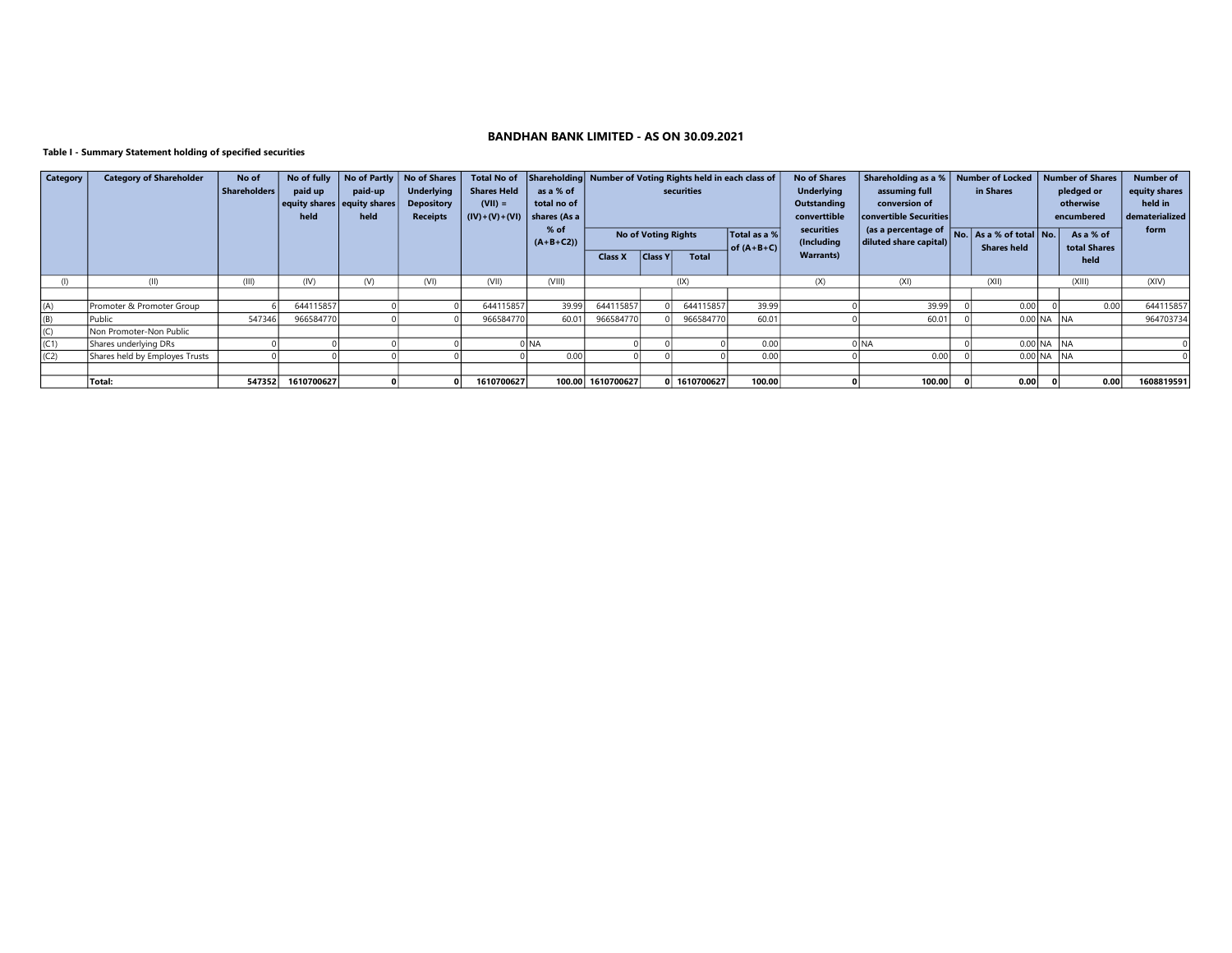# BANDHAN BANK LIMITED - AS ON 30.09.2021

**Table I - Summary Statement holding of specified securities**

| Category | Category of Shareholder | No of Shareholders | No of fully paid up equity shares held | No of Partly paid-up equity shares held | No of Shares Underlying Depository Receipts | Total No of Shares Held (VII) = (IV)+(V)+(VI) | Shareholding as a % of total no of shares (As a % of (A+B+C2)) | Number of Voting Rights held in each class of securities | | | | No of Shares Underlying Outstanding converttible securities (Including Warrants) | Shareholding as a % assuming full conversion of convertible Securities (as a percentage of diluted share capital) | Number of Locked in Shares | | Number of Shares pledged or otherwise encumbered | | Number of equity shares held in dematerialized form |
|---|---|---|---|---|---|---|---|---|---|---|---|---|---|---|---|---|---|---|
| | | | | | | | | No of Voting Rights | | | Total as a % of (A+B+C) | | | No. | As a % of total Shares held | No. | As a % of total Shares held | |
| | | | | | | | | Class X | Class Y | Total | | | | | | | | |
| (I) | (II) | (III) | (IV) | (V) | (VI) | (VII) | (VIII) | (IX) | | | | (X) | (XI) | (XII) | | (XIII) | | (XIV) |
| (A) | Promoter & Promoter Group | 6 | 644115857 | 0 | 0 | 644115857 | 39.99 | 644115857 | 0 | 644115857 | 39.99 | 0 | 39.99 | 0 | 0.00 | 0 | 0.00 | 644115857 |
| (B) | Public | 547346 | 966584770 | 0 | 0 | 966584770 | 60.01 | 966584770 | 0 | 966584770 | 60.01 | 0 | 60.01 | 0 | 0.00 | NA | NA | 964703734 |
| (C) | Non Promoter-Non Public | | | | | | | | | | | | | | | | | |
| (C1) | Shares underlying DRs | 0 | 0 | 0 | 0 | 0 | NA | 0 | 0 | 0 | 0.00 | 0 | NA | 0 | 0.00 | NA | NA | 0 |
| (C2) | Shares held by Employes Trusts | 0 | 0 | 0 | 0 | 0 | 0.00 | 0 | 0 | 0 | 0.00 | 0 | 0.00 | 0 | 0.00 | NA | NA | 0 |
| | **Total:** | **547352** | **1610700627** | **0** | **0** | **1610700627** | **100.00** | **1610700627** | **0** | **1610700627** | **100.00** | **0** | **100.00** | **0** | **0.00** | **0** | **0.00** | **1608819591** |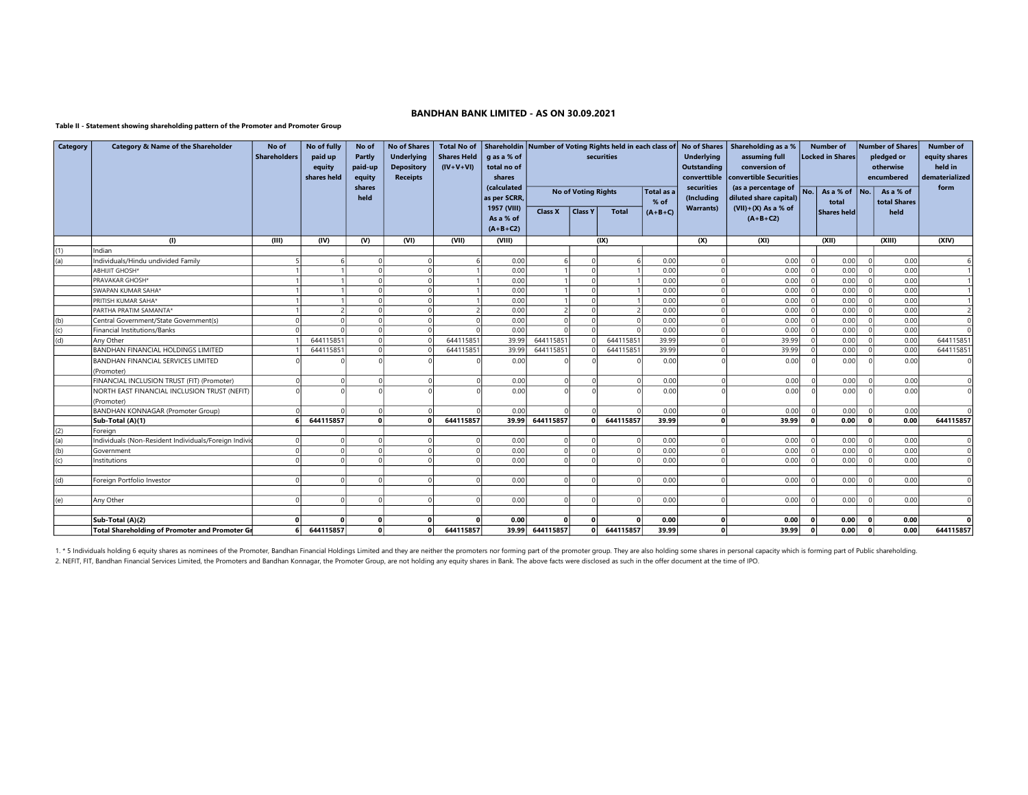# BANDHAN BANK LIMITED - AS ON 30.09.2021

**Table II - Statement showing shareholding pattern of the Promoter and Promoter Group**

| Category | Category & Name of the Shareholder | No of Shareholders | No of fully paid up equity shares held | No of Partly paid-up equity shares held | No of Shares Underlying Depository Receipts | Total No of Shares Held (IV+V+VI) | Shareholding as a % of total no of shares (calculated as per SCRR, 1957 (VIII) As a % of (A+B+C2) | Number of Voting Rights held in each class of securities | | | | No of Shares Underlying Outstanding converttible securities (Including Warrants) | Shareholding as a % assuming full conversion of convertible Securities (as a percentage of diluted share capital) (VII)+(X) As a % of (A+B+C2) | Number of Locked in Shares | | Number of Shares pledged or otherwise encumbered | | Number of equity shares held in dematerialized form |
|---|---|---|---|---|---|---|---|---|---|---|---|---|---|---|---|---|---|---|
| | | | | | | | | No of Voting Rights | | | Total as a % of (A+B+C) | | | No. | As a % of total Shares held | No. | As a % of total Shares held | |
| | | | | | | | | Class X | Class Y | Total | | | | | | | | |
| | (I) | (III) | (IV) | (V) | (VI) | (VII) | (VIII) | (IX) | | | | (X) | (XI) | (XII) | | (XIII) | | (XIV) |
| (1) | Indian | | | | | | | | | | | | | | | | | |
| (a) | Individuals/Hindu undivided Family | 5 | 6 | 0 | 0 | 6 | 0.00 | 6 | 0 | 6 | 0.00 | 0 | 0.00 | 0 | 0.00 | 0 | 0.00 | 6 |
| | ABHIJIT GHOSH* | 1 | 1 | 0 | 0 | 1 | 0.00 | 1 | 0 | 1 | 0.00 | 0 | 0.00 | 0 | 0.00 | 0 | 0.00 | 1 |
| | PRAVAKAR GHOSH* | 1 | 1 | 0 | 0 | 1 | 0.00 | 1 | 0 | 1 | 0.00 | 0 | 0.00 | 0 | 0.00 | 0 | 0.00 | 1 |
| | SWAPAN KUMAR SAHA* | 1 | 1 | 0 | 0 | 1 | 0.00 | 1 | 0 | 1 | 0.00 | 0 | 0.00 | 0 | 0.00 | 0 | 0.00 | 1 |
| | PRITISH KUMAR SAHA* | 1 | 1 | 0 | 0 | 1 | 0.00 | 1 | 0 | 1 | 0.00 | 0 | 0.00 | 0 | 0.00 | 0 | 0.00 | 1 |
| | PARTHA PRATIM SAMANTA* | 1 | 2 | 0 | 0 | 2 | 0.00 | 2 | 0 | 2 | 0.00 | 0 | 0.00 | 0 | 0.00 | 0 | 0.00 | 2 |
| (b) | Central Government/State Government(s) | 0 | 0 | 0 | 0 | 0 | 0.00 | 0 | 0 | 0 | 0.00 | 0 | 0.00 | 0 | 0.00 | 0 | 0.00 | 0 |
| (c) | Financial Institutions/Banks | 0 | 0 | 0 | 0 | 0 | 0.00 | 0 | 0 | 0 | 0.00 | 0 | 0.00 | 0 | 0.00 | 0 | 0.00 | 0 |
| (d) | Any Other | 1 | 644115851 | 0 | 0 | 644115851 | 39.99 | 644115851 | 0 | 644115851 | 39.99 | 0 | 39.99 | 0 | 0.00 | 0 | 0.00 | 644115851 |
| | BANDHAN FINANCIAL HOLDINGS LIMITED | 1 | 644115851 | 0 | 0 | 644115851 | 39.99 | 644115851 | 0 | 644115851 | 39.99 | 0 | 39.99 | 0 | 0.00 | 0 | 0.00 | 644115851 |
| | BANDHAN FINANCIAL SERVICES LIMITED (Promoter) | 0 | 0 | 0 | 0 | 0 | 0.00 | 0 | 0 | 0 | 0.00 | 0 | 0.00 | 0 | 0.00 | 0 | 0.00 | 0 |
| | FINANCIAL INCLUSION TRUST (FIT) (Promoter) | 0 | 0 | 0 | 0 | 0 | 0.00 | 0 | 0 | 0 | 0.00 | 0 | 0.00 | 0 | 0.00 | 0 | 0.00 | 0 |
| | NORTH EAST FINANCIAL INCLUSION TRUST (NEFIT) (Promoter) | 0 | 0 | 0 | 0 | 0 | 0.00 | 0 | 0 | 0 | 0.00 | 0 | 0.00 | 0 | 0.00 | 0 | 0.00 | 0 |
| | BANDHAN KONNAGAR (Promoter Group) | 0 | 0 | 0 | 0 | 0 | 0.00 | 0 | 0 | 0 | 0.00 | 0 | 0.00 | 0 | 0.00 | 0 | 0.00 | 0 |
| | **Sub-Total (A)(1)** | **6** | **644115857** | **0** | **0** | **644115857** | **39.99** | **644115857** | **0** | **644115857** | **39.99** | **0** | **39.99** | **0** | **0.00** | **0** | **0.00** | **644115857** |
| (2) | Foreign | | | | | | | | | | | | | | | | | |
| (a) | Individuals (Non-Resident Individuals/Foreign Indivi | 0 | 0 | 0 | 0 | 0 | 0.00 | 0 | 0 | 0 | 0.00 | 0 | 0.00 | 0 | 0.00 | 0 | 0.00 | 0 |
| (b) | Government | 0 | 0 | 0 | 0 | 0 | 0.00 | 0 | 0 | 0 | 0.00 | 0 | 0.00 | 0 | 0.00 | 0 | 0.00 | 0 |
| (c) | Institutions | 0 | 0 | 0 | 0 | 0 | 0.00 | 0 | 0 | 0 | 0.00 | 0 | 0.00 | 0 | 0.00 | 0 | 0.00 | 0 |
| (d) | Foreign Portfolio Investor | 0 | 0 | 0 | 0 | 0 | 0.00 | 0 | 0 | 0 | 0.00 | 0 | 0.00 | 0 | 0.00 | 0 | 0.00 | 0 |
| (e) | Any Other | 0 | 0 | 0 | 0 | 0 | 0.00 | 0 | 0 | 0 | 0.00 | 0 | 0.00 | 0 | 0.00 | 0 | 0.00 | 0 |
| | **Sub-Total (A)(2)** | **0** | **0** | **0** | **0** | **0** | **0.00** | **0** | **0** | **0** | **0.00** | **0** | **0.00** | **0** | **0.00** | **0** | **0.00** | **0** |
| | **Total Shareholding of Promoter and Promoter Gr** | **6** | **644115857** | **0** | **0** | **644115857** | **39.99** | **644115857** | **0** | **644115857** | **39.99** | **0** | **39.99** | **0** | **0.00** | **0** | **0.00** | **644115857** |

1. * 5 Individuals holding 6 equity shares as nominees of the Promoter, Bandhan Financial Holdings Limited and they are neither the promoters nor forming part of the promoter group. They are also holding some shares in personal capacity which is forming part of Public shareholding.
2. NEFIT, FIT, Bandhan Financial Services Limited, the Promoters and Bandhan Konnagar, the Promoter Group, are not holding any equity shares in Bank. The above facts were disclosed as such in the offer document at the time of IPO.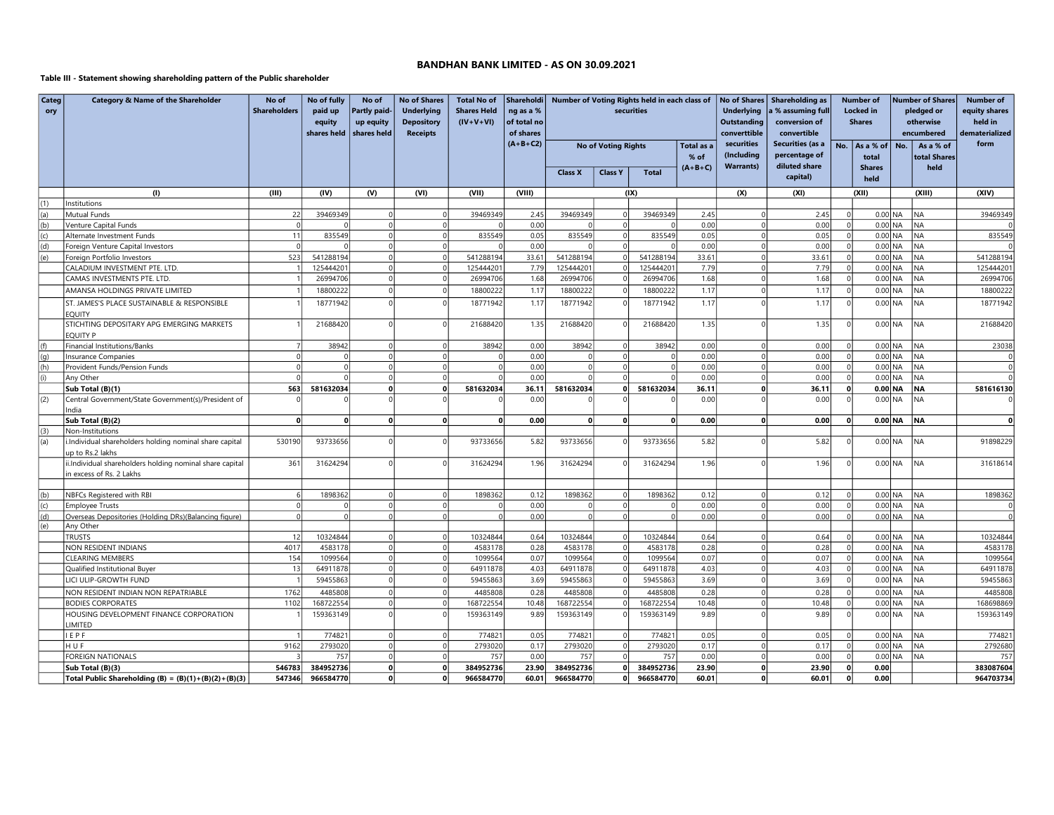# BANDHAN BANK LIMITED - AS ON 30.09.2021

**Table III - Statement showing shareholding pattern of the Public shareholder**

| Category | Category & Name of the Shareholder | No of Shareholders | No of fully paid up equity shares held | No of Partly paid-up equity shares held | No of Shares Underlying Depository Receipts | Total No of Shares Held (IV+V+VI) | Shareholding as a % of total no of shares (A+B+C2) | Number of Voting Rights held in each class of securities | | | | No of Shares Underlying Outstanding converttible securities (Including Warrants) | Shareholding as a % assuming full conversion of convertible Securities (as a percentage of diluted share capital) | Number of Locked in Shares | | Number of Shares pledged or otherwise encumbered | | Number of equity shares held in dematerialized form |
|---|---|---|---|---|---|---|---|---|---|---|---|---|---|---|---|---|---|---|
| | | | | | | | | No of Voting Rights | | | Total as a % of (A+B+C) | | | No. | As a % of total Shares held | No. | As a % of total Shares held | |
| | | | | | | | | Class X | Class Y | Total | | | | | | | | |
| | (I) | (III) | (IV) | (V) | (VI) | (VII) | (VIII) | (IX) | | | | (X) | (XI) | (XII) | | (XIII) | | (XIV) |
| (1) | Institutions | | | | | | | | | | | | | | | | | |
| (a) | Mutual Funds | 22 | 39469349 | 0 | 0 | 39469349 | 2.45 | 39469349 | 0 | 39469349 | 2.45 | 0 | 2.45 | 0 | 0.00 | NA | NA | 39469349 |
| (b) | Venture Capital Funds | 0 | 0 | 0 | 0 | 0 | 0.00 | 0 | 0 | 0 | 0.00 | 0 | 0.00 | 0 | 0.00 | NA | NA | 0 |
| (c) | Alternate Investment Funds | 11 | 835549 | 0 | 0 | 835549 | 0.05 | 835549 | 0 | 835549 | 0.05 | 0 | 0.05 | 0 | 0.00 | NA | NA | 835549 |
| (d) | Foreign Venture Capital Investors | 0 | 0 | 0 | 0 | 0 | 0.00 | 0 | 0 | 0 | 0.00 | 0 | 0.00 | 0 | 0.00 | NA | NA | 0 |
| (e) | Foreign Portfolio Investors | 523 | 541288194 | 0 | 0 | 541288194 | 33.61 | 541288194 | 0 | 541288194 | 33.61 | 0 | 33.61 | 0 | 0.00 | NA | NA | 541288194 |
| | CALADIUM INVESTMENT PTE. LTD. | 1 | 125444201 | 0 | 0 | 125444201 | 7.79 | 125444201 | 0 | 125444201 | 7.79 | 0 | 7.79 | 0 | 0.00 | NA | NA | 125444201 |
| | CAMAS INVESTMENTS PTE. LTD. | 1 | 26994706 | 0 | 0 | 26994706 | 1.68 | 26994706 | 0 | 26994706 | 1.68 | 0 | 1.68 | 0 | 0.00 | NA | NA | 26994706 |
| | AMANSA HOLDINGS PRIVATE LIMITED | 1 | 18800222 | 0 | 0 | 18800222 | 1.17 | 18800222 | 0 | 18800222 | 1.17 | 0 | 1.17 | 0 | 0.00 | NA | NA | 18800222 |
| | ST. JAMES'S PLACE SUSTAINABLE & RESPONSIBLE EQUITY | 1 | 18771942 | 0 | 0 | 18771942 | 1.17 | 18771942 | 0 | 18771942 | 1.17 | 0 | 1.17 | 0 | 0.00 | NA | NA | 18771942 |
| | STICHTING DEPOSITARY APG EMERGING MARKETS EQUITY P | 1 | 21688420 | 0 | 0 | 21688420 | 1.35 | 21688420 | 0 | 21688420 | 1.35 | 0 | 1.35 | 0 | 0.00 | NA | NA | 21688420 |
| (f) | Financial Institutions/Banks | 7 | 38942 | 0 | 0 | 38942 | 0.00 | 38942 | 0 | 38942 | 0.00 | 0 | 0.00 | 0 | 0.00 | NA | NA | 23038 |
| (g) | Insurance Companies | 0 | 0 | 0 | 0 | 0 | 0.00 | 0 | 0 | 0 | 0.00 | 0 | 0.00 | 0 | 0.00 | NA | NA | 0 |
| (h) | Provident Funds/Pension Funds | 0 | 0 | 0 | 0 | 0 | 0.00 | 0 | 0 | 0 | 0.00 | 0 | 0.00 | 0 | 0.00 | NA | NA | 0 |
| (i) | Any Other | 0 | 0 | 0 | 0 | 0 | 0.00 | 0 | 0 | 0 | 0.00 | 0 | 0.00 | 0 | 0.00 | NA | NA | 0 |
| | **Sub Total (B)(1)** | **563** | **581632034** | **0** | **0** | **581632034** | **36.11** | **581632034** | **0** | **581632034** | **36.11** | **0** | **36.11** | **0** | **0.00** | **NA** | **NA** | **581616130** |
| (2) | Central Government/State Government(s)/President of India | 0 | 0 | 0 | 0 | 0 | 0.00 | 0 | 0 | 0 | 0.00 | 0 | 0.00 | 0 | 0.00 | NA | NA | 0 |
| | **Sub Total (B)(2)** | **0** | **0** | **0** | **0** | **0** | **0.00** | **0** | **0** | **0** | **0.00** | **0** | **0.00** | **0** | **0.00** | **NA** | **NA** | **0** |
| (3) | Non-Institutions | | | | | | | | | | | | | | | | | |
| (a) | i.Individual shareholders holding nominal share capital up to Rs.2 lakhs | 530190 | 93733656 | 0 | 0 | 93733656 | 5.82 | 93733656 | 0 | 93733656 | 5.82 | 0 | 5.82 | 0 | 0.00 | NA | NA | 91898229 |
| | ii.Individual shareholders holding nominal share capital in excess of Rs. 2 Lakhs | 361 | 31624294 | 0 | 0 | 31624294 | 1.96 | 31624294 | 0 | 31624294 | 1.96 | 0 | 1.96 | 0 | 0.00 | NA | NA | 31618614 |
| (b) | NBFCs Registered with RBI | 6 | 1898362 | 0 | 0 | 1898362 | 0.12 | 1898362 | 0 | 1898362 | 0.12 | 0 | 0.12 | 0 | 0.00 | NA | NA | 1898362 |
| (c) | Employee Trusts | 0 | 0 | 0 | 0 | 0 | 0.00 | 0 | 0 | 0 | 0.00 | 0 | 0.00 | 0 | 0.00 | NA | NA | 0 |
| (d) | Overseas Depositories (Holding DRs)(Balancing figure) | 0 | 0 | 0 | 0 | 0 | 0.00 | 0 | 0 | 0 | 0.00 | 0 | 0.00 | 0 | 0.00 | NA | NA | 0 |
| (e) | Any Other | | | | | | | | | | | | | | | | | |
| | TRUSTS | 12 | 10324844 | 0 | 0 | 10324844 | 0.64 | 10324844 | 0 | 10324844 | 0.64 | 0 | 0.64 | 0 | 0.00 | NA | NA | 10324844 |
| | NON RESIDENT INDIANS | 4017 | 4583178 | 0 | 0 | 4583178 | 0.28 | 4583178 | 0 | 4583178 | 0.28 | 0 | 0.28 | 0 | 0.00 | NA | NA | 4583178 |
| | CLEARING MEMBERS | 154 | 1099564 | 0 | 0 | 1099564 | 0.07 | 1099564 | 0 | 1099564 | 0.07 | 0 | 0.07 | 0 | 0.00 | NA | NA | 1099564 |
| | Qualified Institutional Buyer | 13 | 64911878 | 0 | 0 | 64911878 | 4.03 | 64911878 | 0 | 64911878 | 4.03 | 0 | 4.03 | 0 | 0.00 | NA | NA | 64911878 |
| | LICI ULIP-GROWTH FUND | 1 | 59455863 | 0 | 0 | 59455863 | 3.69 | 59455863 | 0 | 59455863 | 3.69 | 0 | 3.69 | 0 | 0.00 | NA | NA | 59455863 |
| | NON RESIDENT INDIAN NON REPATRIABLE | 1762 | 4485808 | 0 | 0 | 4485808 | 0.28 | 4485808 | 0 | 4485808 | 0.28 | 0 | 0.28 | 0 | 0.00 | NA | NA | 4485808 |
| | BODIES CORPORATES | 1102 | 168722554 | 0 | 0 | 168722554 | 10.48 | 168722554 | 0 | 168722554 | 10.48 | 0 | 10.48 | 0 | 0.00 | NA | NA | 168698869 |
| | HOUSING DEVELOPMENT FINANCE CORPORATION LIMITED | 1 | 159363149 | 0 | 0 | 159363149 | 9.89 | 159363149 | 0 | 159363149 | 9.89 | 0 | 9.89 | 0 | 0.00 | NA | NA | 159363149 |
| | I E P F | 1 | 774821 | 0 | 0 | 774821 | 0.05 | 774821 | 0 | 774821 | 0.05 | 0 | 0.05 | 0 | 0.00 | NA | NA | 774821 |
| | H U F | 9162 | 2793020 | 0 | 0 | 2793020 | 0.17 | 2793020 | 0 | 2793020 | 0.17 | 0 | 0.17 | 0 | 0.00 | NA | NA | 2792680 |
| | FOREIGN NATIONALS | 3 | 757 | 0 | 0 | 757 | 0.00 | 757 | 0 | 757 | 0.00 | 0 | 0.00 | 0 | 0.00 | NA | NA | 757 |
| | **Sub Total (B)(3)** | **546783** | **384952736** | **0** | **0** | **384952736** | **23.90** | **384952736** | **0** | **384952736** | **23.90** | **0** | **23.90** | **0** | **0.00** | | | **383087604** |
| | **Total Public Shareholding (B) = (B)(1)+(B)(2)+(B)(3)** | **547346** | **966584770** | **0** | **0** | **966584770** | **60.01** | **966584770** | **0** | **966584770** | **60.01** | **0** | **60.01** | **0** | **0.00** | | | **964703734** |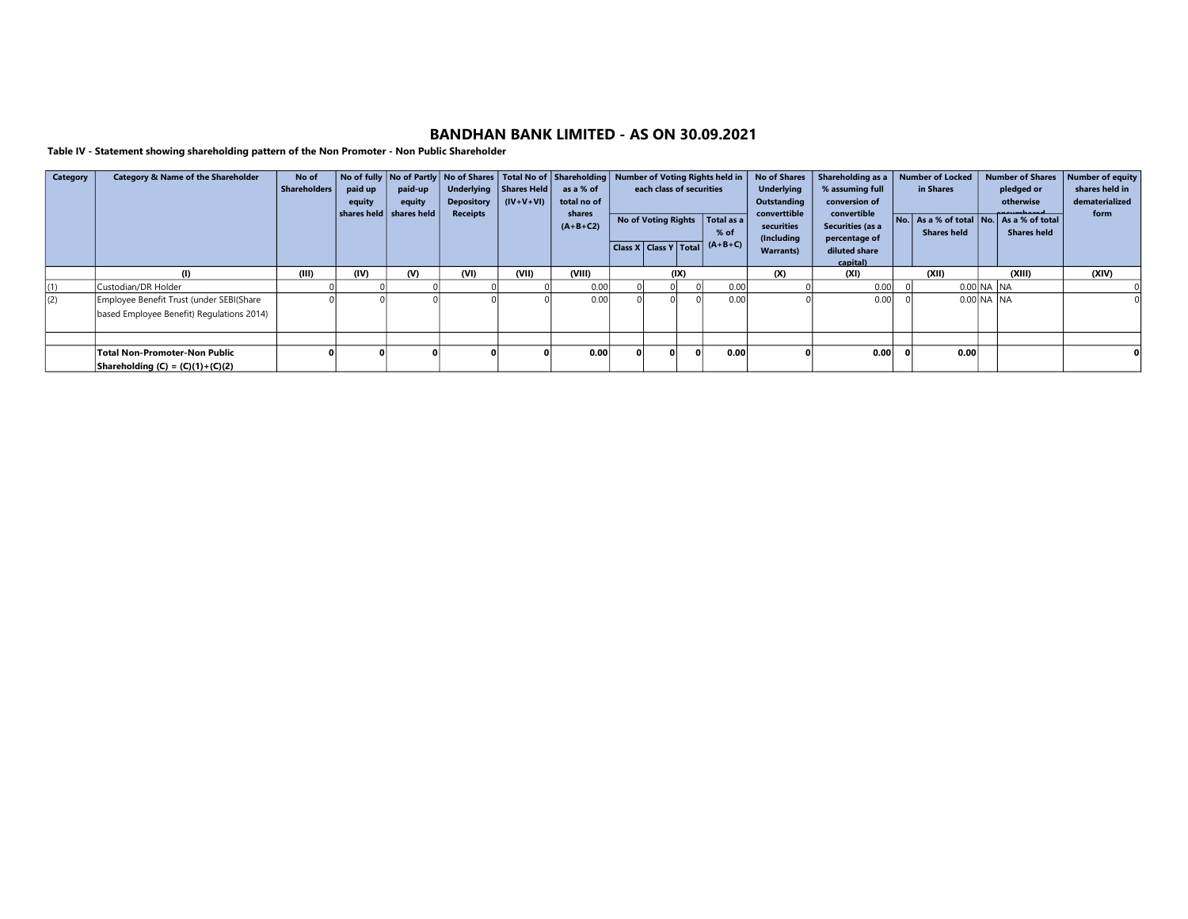# BANDHAN BANK LIMITED - AS ON 30.09.2021

**Table IV - Statement showing shareholding pattern of the Non Promoter - Non Public Shareholder**

| Category | Category & Name of the Shareholder | No of Shareholders | No of fully paid up equity shares held | No of Partly paid-up equity shares held | No of Shares Underlying Depository Receipts | Total No of Shares Held (IV+V+VI) | Shareholding as a % of total no of shares (A+B+C2) | Number of Voting Rights held in each class of securities | | | | No of Shares Underlying Outstanding converttible securities (Including Warrants) | Shareholding as a % assuming full conversion of convertible Securities (as a percentage of diluted share capital) | Number of Locked in Shares | | Number of Shares pledged or otherwise encumbered | | Number of equity shares held in dematerialized form |
|---|---|---|---|---|---|---|---|---|---|---|---|---|---|---|---|---|---|---|
| | | | | | | | | No of Voting Rights | | | Total as a % of (A+B+C) | | | No. | As a % of total Shares held | No. | As a % of total Shares held | |
| | | | | | | | | Class X | Class Y | Total | | | | | | | | |
| | (I) | (III) | (IV) | (V) | (VI) | (VII) | (VIII) | (IX) | | | | (X) | (XI) | (XII) | | (XIII) | | (XIV) |
| (1) | Custodian/DR Holder | 0 | 0 | 0 | 0 | 0 | 0.00 | 0 | 0 | 0 | 0.00 | 0 | 0.00 | 0 | 0.00 | NA | NA | 0 |
| (2) | Employee Benefit Trust (under SEBI(Share based Employee Benefit) Regulations 2014) | 0 | 0 | 0 | 0 | 0 | 0.00 | 0 | 0 | 0 | 0.00 | 0 | 0.00 | 0 | 0.00 | NA | NA | 0 |
| | | | | | | | | | | | | | | | | | | |
| | **Total Non-Promoter-Non Public Shareholding (C) = (C)(1)+(C)(2)** | **0** | **0** | **0** | **0** | **0** | **0.00** | **0** | **0** | **0** | **0.00** | **0** | **0.00** | **0** | **0.00** | | | **0** |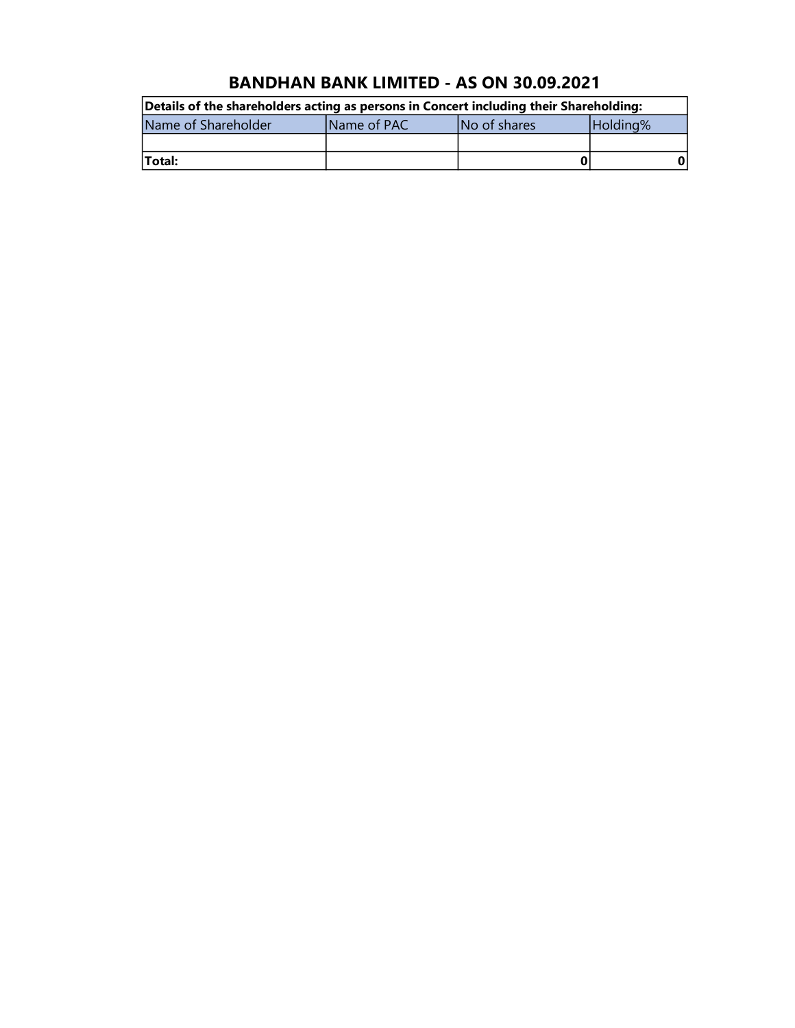# BANDHAN BANK LIMITED - AS ON 30.09.2021

| **Details of the shareholders acting as persons in Concert including their Shareholding:** | | | |
|---|---|---|---|
| Name of Shareholder | Name of PAC | No of shares | Holding% |
| | | | |
| **Total:** | | **0** | **0** |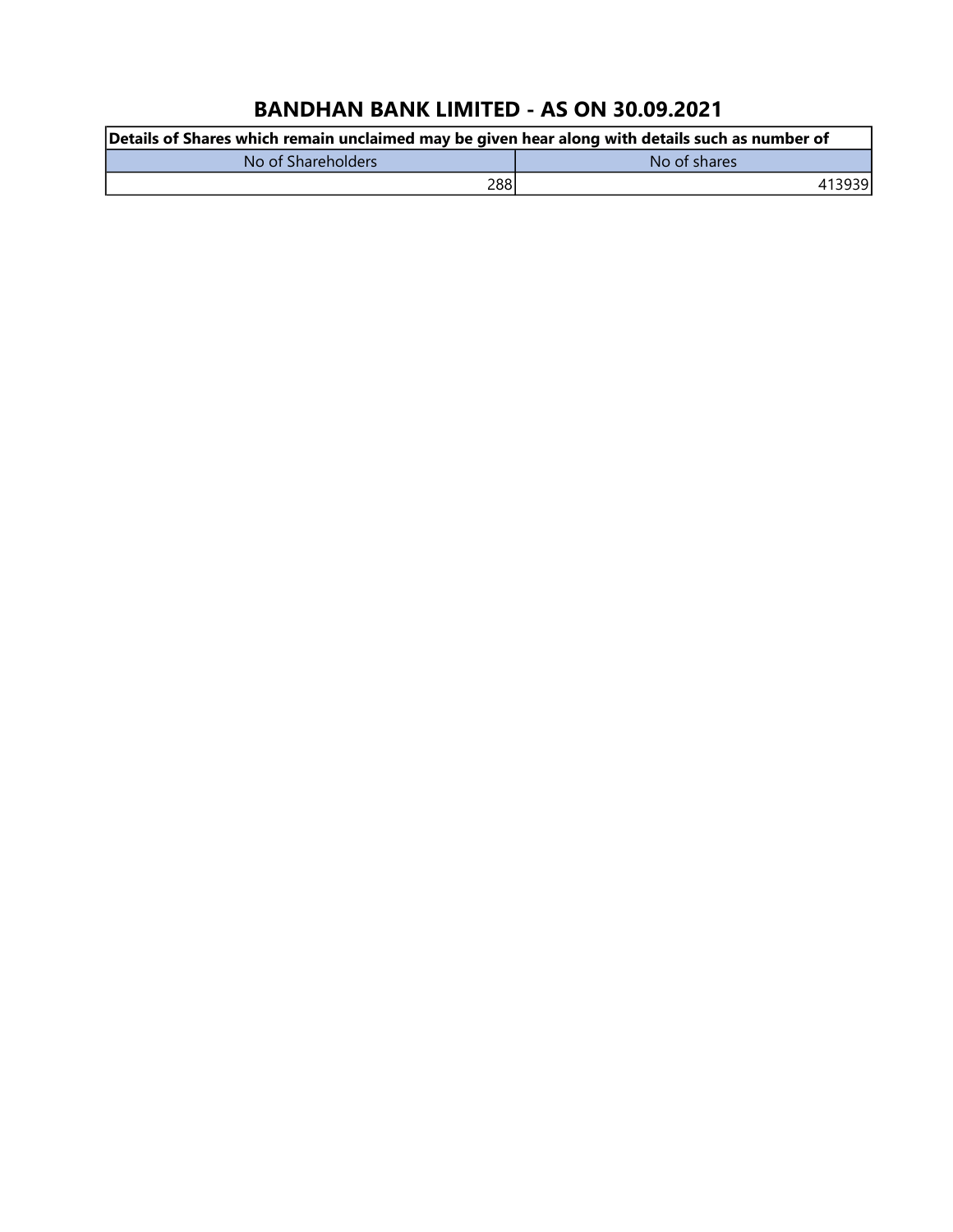# BANDHAN BANK LIMITED - AS ON 30.09.2021

| Details of Shares which remain unclaimed may be given hear along with details such as number of | |
|---|---|
| No of Shareholders | No of shares |
| 288 | 413939 |